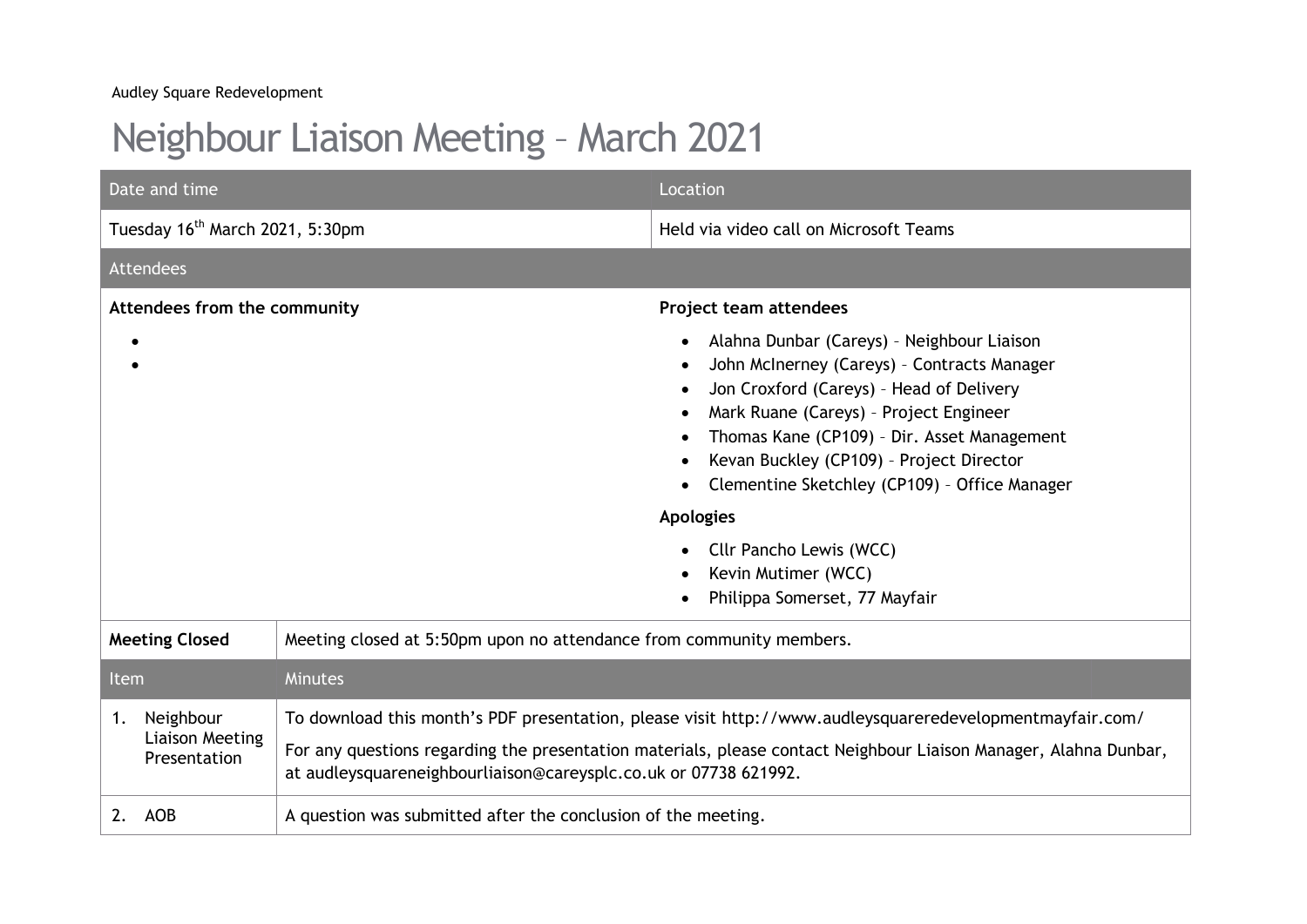Audley Square Redevelopment

# Neighbour Liaison Meeting – March 2021

| Date and time | | Location |
| --- | --- | --- |
| Tuesday 16th March 2021, 5:30pm | | Held via video call on Microsoft Teams |

**Attendees**

| Attendees from the community | Project team attendees |
| --- | --- |
| • <br> • | • Alahna Dunbar (Careys) – Neighbour Liaison<br>• John McInerney (Careys) – Contracts Manager<br>• Jon Croxford (Careys) – Head of Delivery<br>• Mark Ruane (Careys) – Project Engineer<br>• Thomas Kane (CP109) – Dir. Asset Management<br>• Kevan Buckley (CP109) – Project Director<br>• Clementine Sketchley (CP109) – Office Manager<br><br>**Apologies**<br>• Cllr Pancho Lewis (WCC)<br>• Kevin Mutimer (WCC)<br>• Philippa Somerset, 77 Mayfair |

| | |
| --- | --- |
| **Meeting Closed** | Meeting closed at 5:50pm upon no attendance from community members. |

| Item | Minutes |
| --- | --- |
| 1. Neighbour Liaison Meeting Presentation | To download this month's PDF presentation, please visit http://www.audleysquareredevelopmentmayfair.com/<br><br>For any questions regarding the presentation materials, please contact Neighbour Liaison Manager, Alahna Dunbar, at audleysquareneighbourliaison@careysplc.co.uk or 07738 621992. |
| 2. AOB | A question was submitted after the conclusion of the meeting. |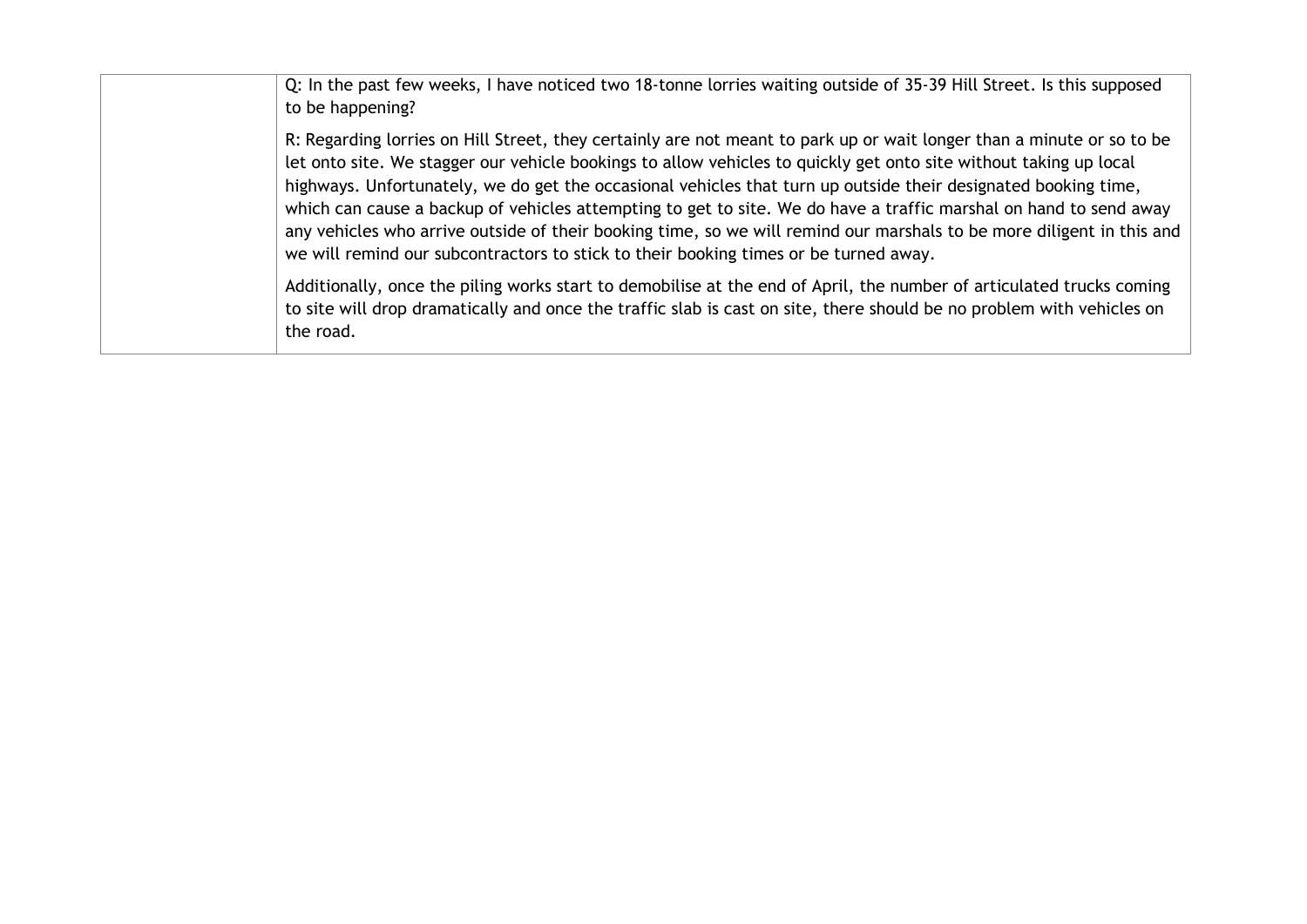| | |
|---|---|
| | Q: In the past few weeks, I have noticed two 18-tonne lorries waiting outside of 35-39 Hill Street. Is this supposed to be happening?<br><br>R: Regarding lorries on Hill Street, they certainly are not meant to park up or wait longer than a minute or so to be let onto site. We stagger our vehicle bookings to allow vehicles to quickly get onto site without taking up local highways. Unfortunately, we do get the occasional vehicles that turn up outside their designated booking time, which can cause a backup of vehicles attempting to get to site. We do have a traffic marshal on hand to send away any vehicles who arrive outside of their booking time, so we will remind our marshals to be more diligent in this and we will remind our subcontractors to stick to their booking times or be turned away.<br><br>Additionally, once the piling works start to demobilise at the end of April, the number of articulated trucks coming to site will drop dramatically and once the traffic slab is cast on site, there should be no problem with vehicles on the road. |